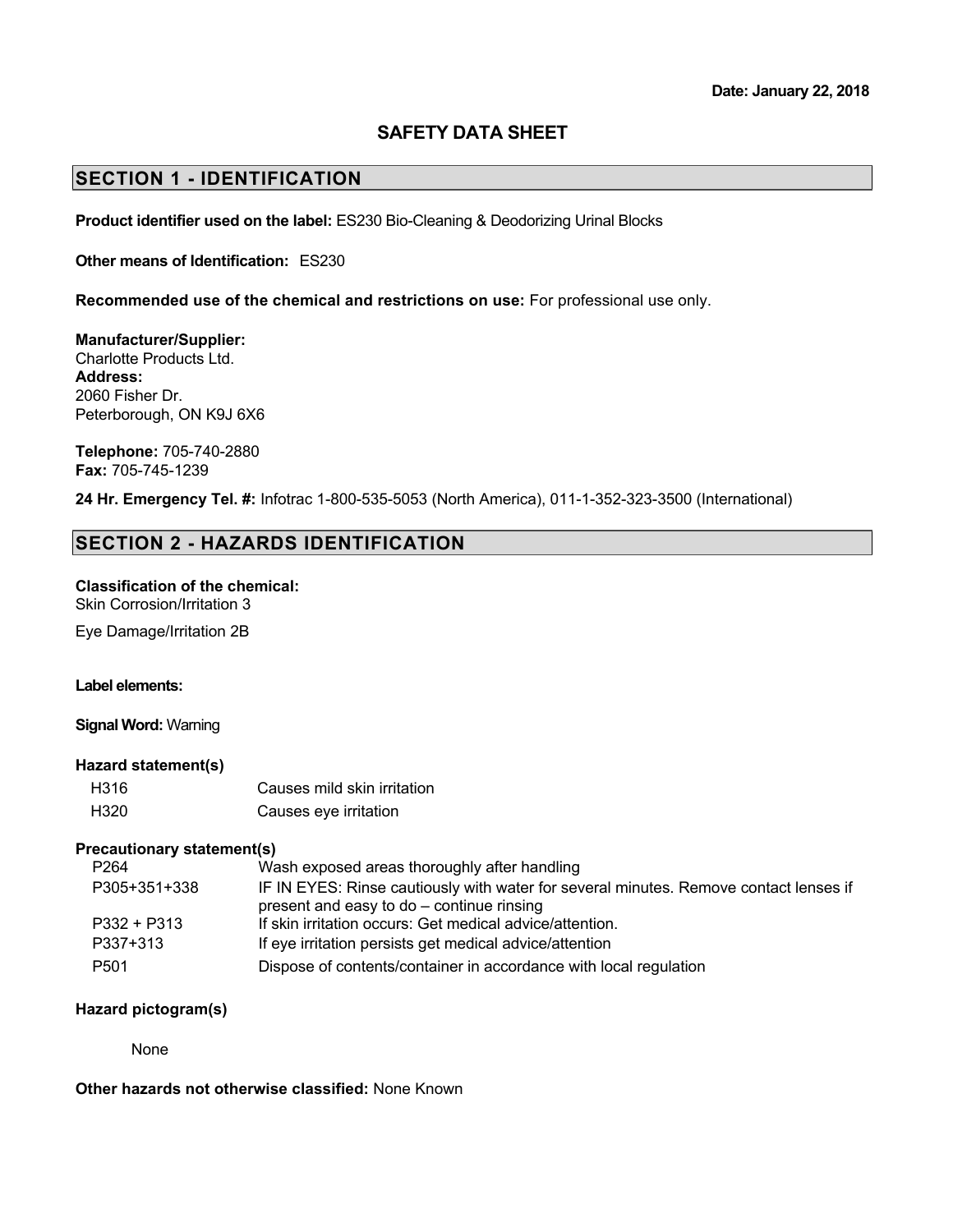**Date: January 22, 2018**

# SAFETY DATA SHEET

## SECTION 1 - IDENTIFICATION

**Product identifier used on the label:** ES230 Bio-Cleaning & Deodorizing Urinal Blocks

**Other means of Identification:** ES230

**Recommended use of the chemical and restrictions on use:** For professional use only.

**Manufacturer/Supplier:**
Charlotte Products Ltd.
**Address:**
2060 Fisher Dr.
Peterborough, ON K9J 6X6

**Telephone:** 705-740-2880
**Fax:** 705-745-1239

**24 Hr. Emergency Tel. #:** Infotrac 1-800-535-5053 (North America), 011-1-352-323-3500 (International)

## SECTION 2 - HAZARDS IDENTIFICATION

**Classification of the chemical:**
Skin Corrosion/Irritation 3

Eye Damage/Irritation 2B

**Label elements:**

**Signal Word:** Warning

**Hazard statement(s)**

| | |
|---|---|
| H316 | Causes mild skin irritation |
| H320 | Causes eye irritation |

**Precautionary statement(s)**

| | |
|---|---|
| P264 | Wash exposed areas thoroughly after handling |
| P305+351+338 | IF IN EYES: Rinse cautiously with water for several minutes. Remove contact lenses if present and easy to do – continue rinsing |
| P332 + P313 | If skin irritation occurs: Get medical advice/attention. |
| P337+313 | If eye irritation persists get medical advice/attention |
| P501 | Dispose of contents/container in accordance with local regulation |

**Hazard pictogram(s)**

None

**Other hazards not otherwise classified:** None Known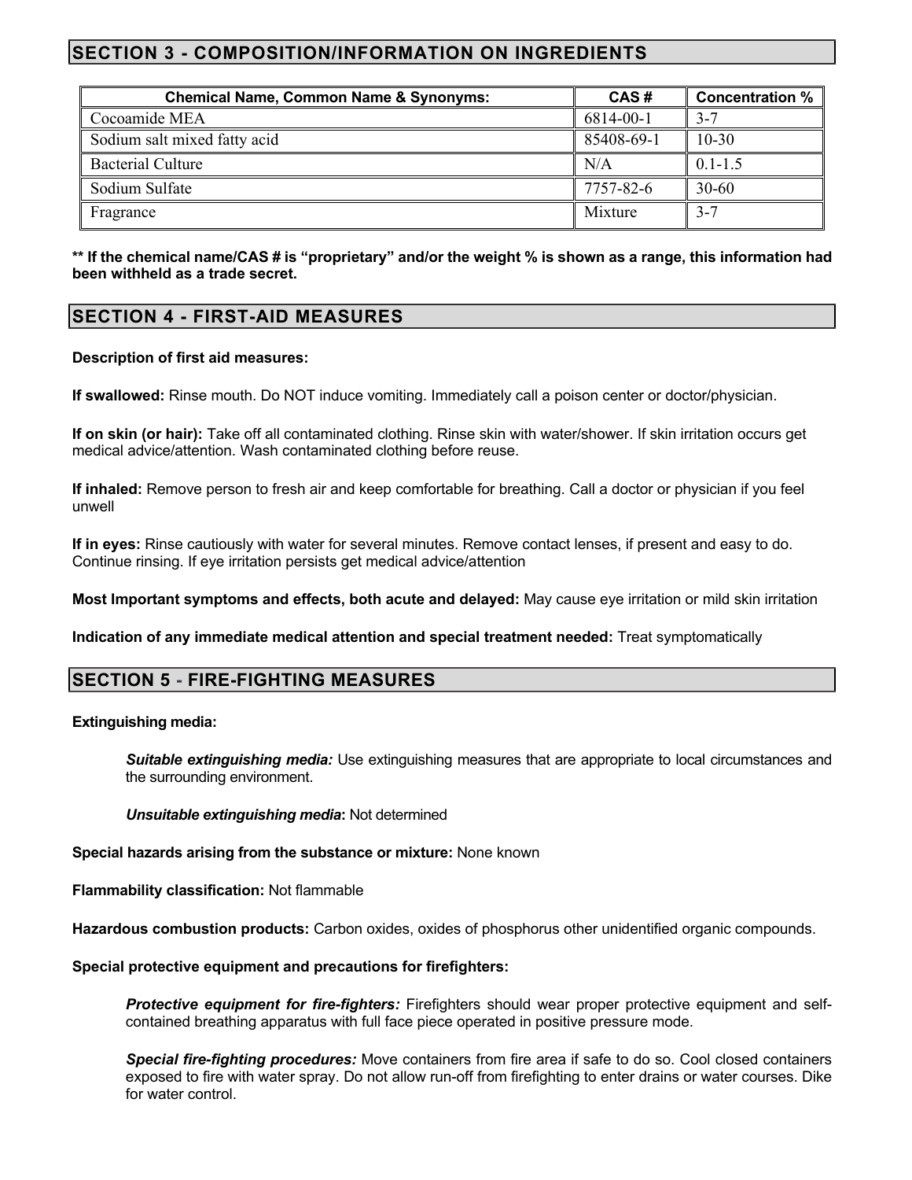## SECTION 3 - COMPOSITION/INFORMATION ON INGREDIENTS

| Chemical Name, Common Name & Synonyms: | CAS # | Concentration % |
|---|---|---|
| Cocoamide MEA | 6814-00-1 | 3-7 |
| Sodium salt mixed fatty acid | 85408-69-1 | 10-30 |
| Bacterial Culture | N/A | 0.1-1.5 |
| Sodium Sulfate | 7757-82-6 | 30-60 |
| Fragrance | Mixture | 3-7 |

**** If the chemical name/CAS # is "proprietary" and/or the weight % is shown as a range, this information had been withheld as a trade secret.**

## SECTION 4 - FIRST-AID MEASURES

**Description of first aid measures:**

**If swallowed:** Rinse mouth. Do NOT induce vomiting. Immediately call a poison center or doctor/physician.

**If on skin (or hair):** Take off all contaminated clothing. Rinse skin with water/shower. If skin irritation occurs get medical advice/attention. Wash contaminated clothing before reuse.

**If inhaled:** Remove person to fresh air and keep comfortable for breathing. Call a doctor or physician if you feel unwell

**If in eyes:** Rinse cautiously with water for several minutes. Remove contact lenses, if present and easy to do. Continue rinsing. If eye irritation persists get medical advice/attention

**Most Important symptoms and effects, both acute and delayed:** May cause eye irritation or mild skin irritation

**Indication of any immediate medical attention and special treatment needed:** Treat symptomatically

## SECTION 5 - FIRE-FIGHTING MEASURES

**Extinguishing media:**

***Suitable extinguishing media:*** Use extinguishing measures that are appropriate to local circumstances and the surrounding environment.

***Unsuitable extinguishing media*:** Not determined

**Special hazards arising from the substance or mixture:** None known

**Flammability classification:** Not flammable

**Hazardous combustion products:** Carbon oxides, oxides of phosphorus other unidentified organic compounds.

**Special protective equipment and precautions for firefighters:**

***Protective equipment for fire-fighters:*** Firefighters should wear proper protective equipment and self-contained breathing apparatus with full face piece operated in positive pressure mode.

***Special fire-fighting procedures:*** Move containers from fire area if safe to do so. Cool closed containers exposed to fire with water spray. Do not allow run-off from firefighting to enter drains or water courses. Dike for water control.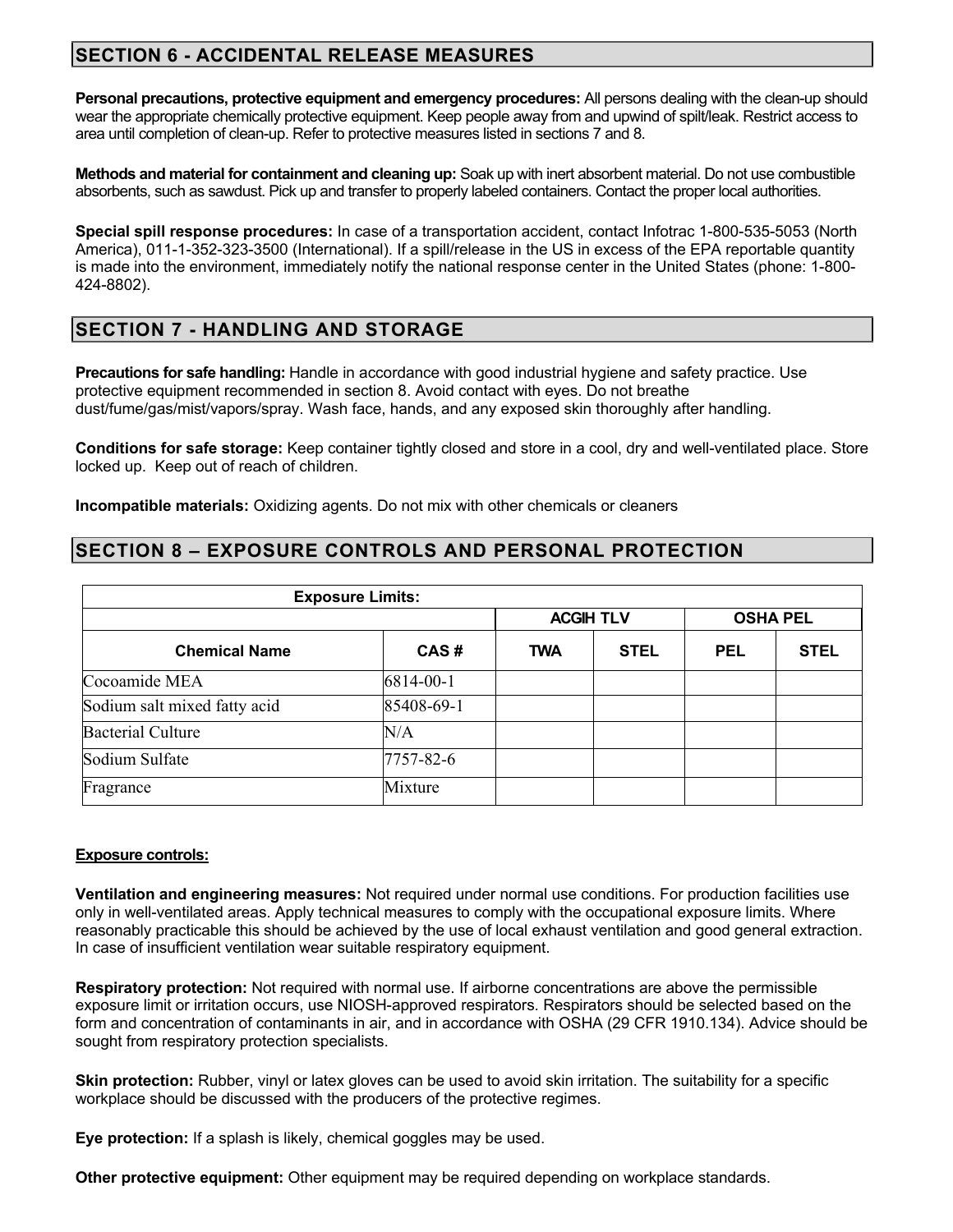## SECTION 6 - ACCIDENTAL RELEASE MEASURES

**Personal precautions, protective equipment and emergency procedures:** All persons dealing with the clean-up should wear the appropriate chemically protective equipment. Keep people away from and upwind of spilt/leak. Restrict access to area until completion of clean-up. Refer to protective measures listed in sections 7 and 8.

**Methods and material for containment and cleaning up:** Soak up with inert absorbent material. Do not use combustible absorbents, such as sawdust. Pick up and transfer to properly labeled containers. Contact the proper local authorities.

**Special spill response procedures:** In case of a transportation accident, contact Infotrac 1-800-535-5053 (North America), 011-1-352-323-3500 (International). If a spill/release in the US in excess of the EPA reportable quantity is made into the environment, immediately notify the national response center in the United States (phone: 1-800-424-8802).

## SECTION 7 - HANDLING AND STORAGE

**Precautions for safe handling:** Handle in accordance with good industrial hygiene and safety practice. Use protective equipment recommended in section 8. Avoid contact with eyes. Do not breathe dust/fume/gas/mist/vapors/spray. Wash face, hands, and any exposed skin thoroughly after handling.

**Conditions for safe storage:** Keep container tightly closed and store in a cool, dry and well-ventilated place. Store locked up. Keep out of reach of children.

**Incompatible materials:** Oxidizing agents. Do not mix with other chemicals or cleaners

## SECTION 8 – EXPOSURE CONTROLS AND PERSONAL PROTECTION

| Exposure Limits: | | | | | |
|---|---|---|---|---|---|
| | | ACGIH TLV | | OSHA PEL | |
| **Chemical Name** | **CAS #** | **TWA** | **STEL** | **PEL** | **STEL** |
| Cocoamide MEA | 6814-00-1 | | | | |
| Sodium salt mixed fatty acid | 85408-69-1 | | | | |
| Bacterial Culture | N/A | | | | |
| Sodium Sulfate | 7757-82-6 | | | | |
| Fragrance | Mixture | | | | |

**Exposure controls:**

**Ventilation and engineering measures:** Not required under normal use conditions. For production facilities use only in well-ventilated areas. Apply technical measures to comply with the occupational exposure limits. Where reasonably practicable this should be achieved by the use of local exhaust ventilation and good general extraction. In case of insufficient ventilation wear suitable respiratory equipment.

**Respiratory protection:** Not required with normal use. If airborne concentrations are above the permissible exposure limit or irritation occurs, use NIOSH-approved respirators. Respirators should be selected based on the form and concentration of contaminants in air, and in accordance with OSHA (29 CFR 1910.134). Advice should be sought from respiratory protection specialists.

**Skin protection:** Rubber, vinyl or latex gloves can be used to avoid skin irritation. The suitability for a specific workplace should be discussed with the producers of the protective regimes.

**Eye protection:** If a splash is likely, chemical goggles may be used.

**Other protective equipment:** Other equipment may be required depending on workplace standards.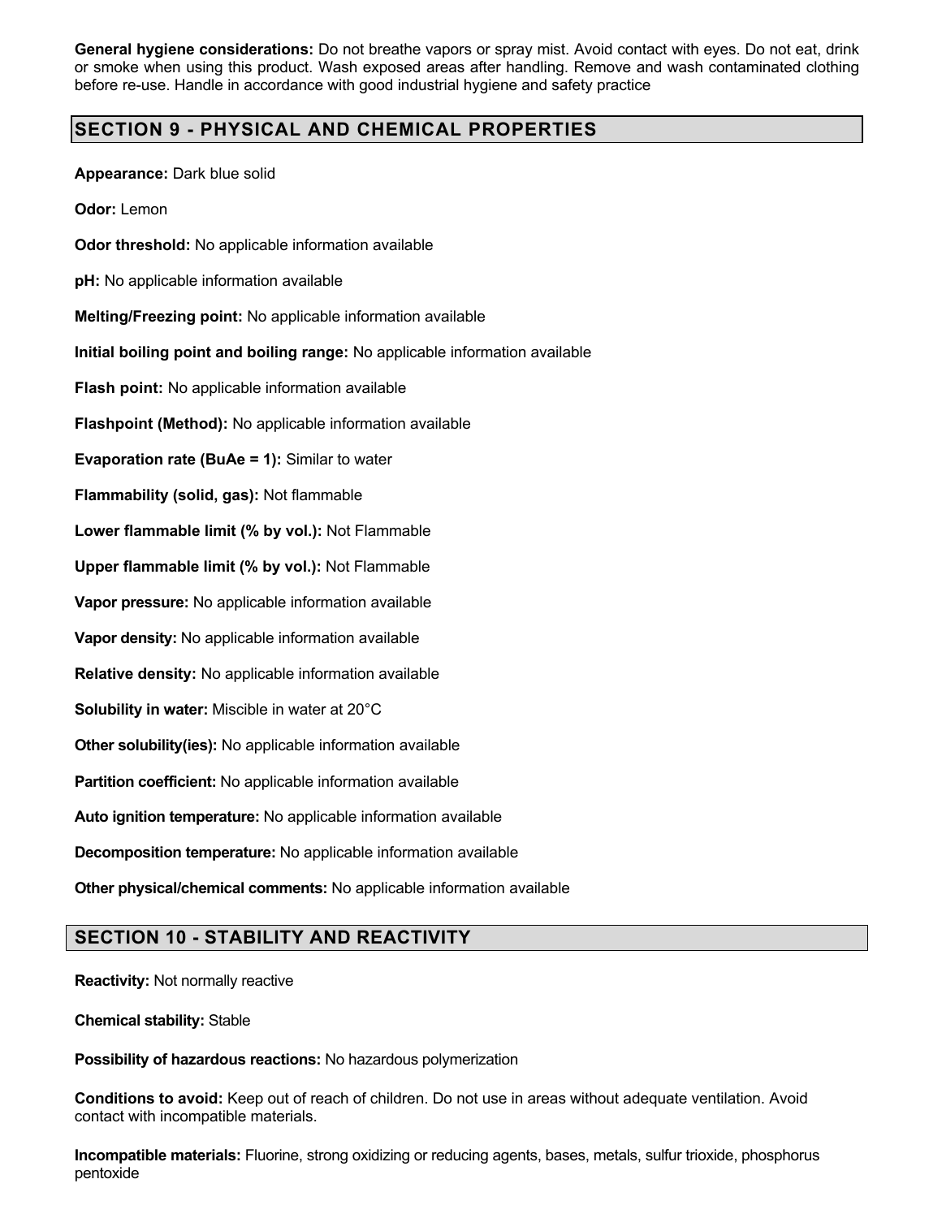**General hygiene considerations:** Do not breathe vapors or spray mist. Avoid contact with eyes. Do not eat, drink or smoke when using this product. Wash exposed areas after handling. Remove and wash contaminated clothing before re-use. Handle in accordance with good industrial hygiene and safety practice

## SECTION 9 - PHYSICAL AND CHEMICAL PROPERTIES

**Appearance:** Dark blue solid

**Odor:** Lemon

**Odor threshold:** No applicable information available

**pH:** No applicable information available

**Melting/Freezing point:** No applicable information available

**Initial boiling point and boiling range:** No applicable information available

**Flash point:** No applicable information available

**Flashpoint (Method):** No applicable information available

**Evaporation rate (BuAe = 1):** Similar to water

**Flammability (solid, gas):** Not flammable

**Lower flammable limit (% by vol.):** Not Flammable

**Upper flammable limit (% by vol.):** Not Flammable

**Vapor pressure:** No applicable information available

**Vapor density:** No applicable information available

**Relative density:** No applicable information available

**Solubility in water:** Miscible in water at 20°C

**Other solubility(ies):** No applicable information available

**Partition coefficient:** No applicable information available

**Auto ignition temperature:** No applicable information available

**Decomposition temperature:** No applicable information available

**Other physical/chemical comments:** No applicable information available

## SECTION 10 - STABILITY AND REACTIVITY

**Reactivity:** Not normally reactive

**Chemical stability:** Stable

**Possibility of hazardous reactions:** No hazardous polymerization

**Conditions to avoid:** Keep out of reach of children. Do not use in areas without adequate ventilation. Avoid contact with incompatible materials.

**Incompatible materials:** Fluorine, strong oxidizing or reducing agents, bases, metals, sulfur trioxide, phosphorus pentoxide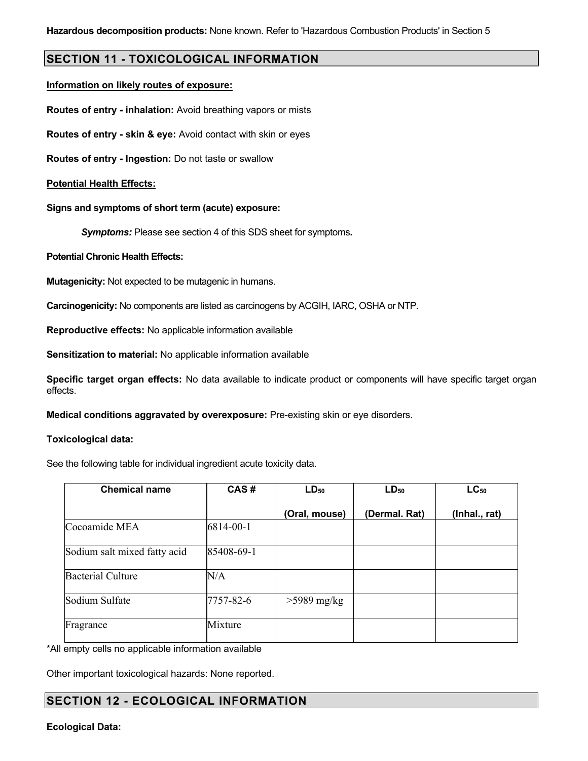**Hazardous decomposition products:** None known. Refer to 'Hazardous Combustion Products' in Section 5

## SECTION 11 - TOXICOLOGICAL INFORMATION

**Information on likely routes of exposure:**

**Routes of entry - inhalation:** Avoid breathing vapors or mists

**Routes of entry - skin & eye:** Avoid contact with skin or eyes

**Routes of entry - Ingestion:** Do not taste or swallow

**Potential Health Effects:**

**Signs and symptoms of short term (acute) exposure:**

***Symptoms:*** Please see section 4 of this SDS sheet for symptoms**.**

**Potential Chronic Health Effects:**

**Mutagenicity:** Not expected to be mutagenic in humans.

**Carcinogenicity:** No components are listed as carcinogens by ACGIH, IARC, OSHA or NTP.

**Reproductive effects:** No applicable information available

**Sensitization to material:** No applicable information available

**Specific target organ effects:** No data available to indicate product or components will have specific target organ effects.

**Medical conditions aggravated by overexposure:** Pre-existing skin or eye disorders.

**Toxicological data:**

See the following table for individual ingredient acute toxicity data.

| Chemical name | CAS # | $LD_{50}$ (Oral, mouse) | $LD_{50}$ (Dermal. Rat) | $LC_{50}$ (Inhal., rat) |
|---|---|---|---|---|
| Cocoamide MEA | 6814-00-1 | | | |
| Sodium salt mixed fatty acid | 85408-69-1 | | | |
| Bacterial Culture | N/A | | | |
| Sodium Sulfate | 7757-82-6 | >5989 mg/kg | | |
| Fragrance | Mixture | | | |

*All empty cells no applicable information available

Other important toxicological hazards: None reported.

## SECTION 12 - ECOLOGICAL INFORMATION

**Ecological Data:**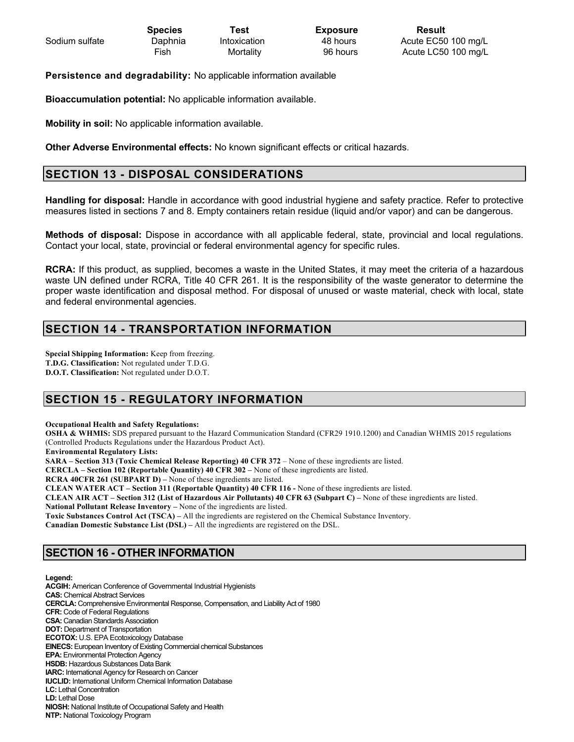| | Species | Test | Exposure | Result |
|---|---|---|---|---|
| Sodium sulfate | Daphnia | Intoxication | 48 hours | Acute EC50 100 mg/L |
| | Fish | Mortality | 96 hours | Acute LC50 100 mg/L |

**Persistence and degradability:** No applicable information available

**Bioaccumulation potential:** No applicable information available.

**Mobility in soil:** No applicable information available.

**Other Adverse Environmental effects:** No known significant effects or critical hazards.

## SECTION 13 - DISPOSAL CONSIDERATIONS

**Handling for disposal:** Handle in accordance with good industrial hygiene and safety practice. Refer to protective measures listed in sections 7 and 8. Empty containers retain residue (liquid and/or vapor) and can be dangerous.

**Methods of disposal:** Dispose in accordance with all applicable federal, state, provincial and local regulations. Contact your local, state, provincial or federal environmental agency for specific rules.

**RCRA:** If this product, as supplied, becomes a waste in the United States, it may meet the criteria of a hazardous waste UN defined under RCRA, Title 40 CFR 261. It is the responsibility of the waste generator to determine the proper waste identification and disposal method. For disposal of unused or waste material, check with local, state and federal environmental agencies.

## SECTION 14 - TRANSPORTATION INFORMATION

**Special Shipping Information:** Keep from freezing.
**T.D.G. Classification:** Not regulated under T.D.G.
**D.O.T. Classification:** Not regulated under D.O.T.

## SECTION 15 - REGULATORY INFORMATION

**Occupational Health and Safety Regulations:**
**OSHA & WHMIS:** SDS prepared pursuant to the Hazard Communication Standard (CFR29 1910.1200) and Canadian WHMIS 2015 regulations (Controlled Products Regulations under the Hazardous Product Act).
**Environmental Regulatory Lists:**
**SARA – Section 313 (Toxic Chemical Release Reporting) 40 CFR 372** – None of these ingredients are listed.
**CERCLA – Section 102 (Reportable Quantity) 40 CFR 302 –** None of these ingredients are listed.
**RCRA 40CFR 261 (SUBPART D) –** None of these ingredients are listed.
**CLEAN WATER ACT – Section 311 (Reportable Quantity) 40 CFR 116 -** None of these ingredients are listed.
**CLEAN AIR ACT – Section 312 (List of Hazardous Air Pollutants) 40 CFR 63 (Subpart C) –** None of these ingredients are listed.
**National Pollutant Release Inventory –** None of the ingredients are listed.
**Toxic Substances Control Act (TSCA) –** All the ingredients are registered on the Chemical Substance Inventory.
**Canadian Domestic Substance List (DSL) –** All the ingredients are registered on the DSL.

## SECTION 16 - OTHER INFORMATION

**Legend:**
**ACGIH:** American Conference of Governmental Industrial Hygienists
**CAS:** Chemical Abstract Services
**CERCLA:** Comprehensive Environmental Response, Compensation, and Liability Act of 1980
**CFR:** Code of Federal Regulations
**CSA:** Canadian Standards Association
**DOT:** Department of Transportation
**ECOTOX:** U.S. EPA Ecotoxicology Database
**EINECS:** European Inventory of Existing Commercial chemical Substances
**EPA:** Environmental Protection Agency
**HSDB:** Hazardous Substances Data Bank
**IARC:** International Agency for Research on Cancer
**IUCLID:** International Uniform Chemical Information Database
**LC:** Lethal Concentration
**LD:** Lethal Dose
**NIOSH:** National Institute of Occupational Safety and Health
**NTP:** National Toxicology Program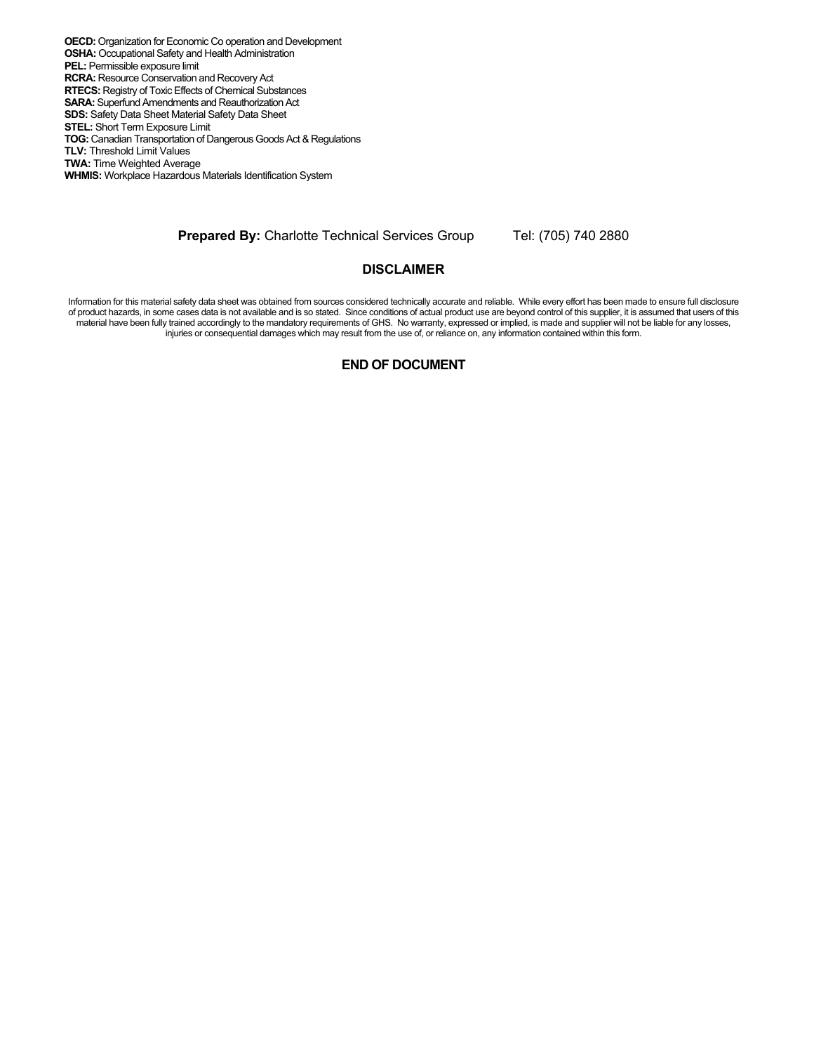**OECD:** Organization for Economic Co operation and Development
**OSHA:** Occupational Safety and Health Administration
**PEL:** Permissible exposure limit
**RCRA:** Resource Conservation and Recovery Act
**RTECS:** Registry of Toxic Effects of Chemical Substances
**SARA:** Superfund Amendments and Reauthorization Act
**SDS:** Safety Data Sheet Material Safety Data Sheet
**STEL:** Short Term Exposure Limit
**TOG:** Canadian Transportation of Dangerous Goods Act & Regulations
**TLV:** Threshold Limit Values
**TWA:** Time Weighted Average
**WHMIS:** Workplace Hazardous Materials Identification System

**Prepared By:** Charlotte Technical Services Group Tel: (705) 740 2880

## DISCLAIMER

Information for this material safety data sheet was obtained from sources considered technically accurate and reliable. While every effort has been made to ensure full disclosure of product hazards, in some cases data is not available and is so stated. Since conditions of actual product use are beyond control of this supplier, it is assumed that users of this material have been fully trained accordingly to the mandatory requirements of GHS. No warranty, expressed or implied, is made and supplier will not be liable for any losses, injuries or consequential damages which may result from the use of, or reliance on, any information contained within this form.

## END OF DOCUMENT